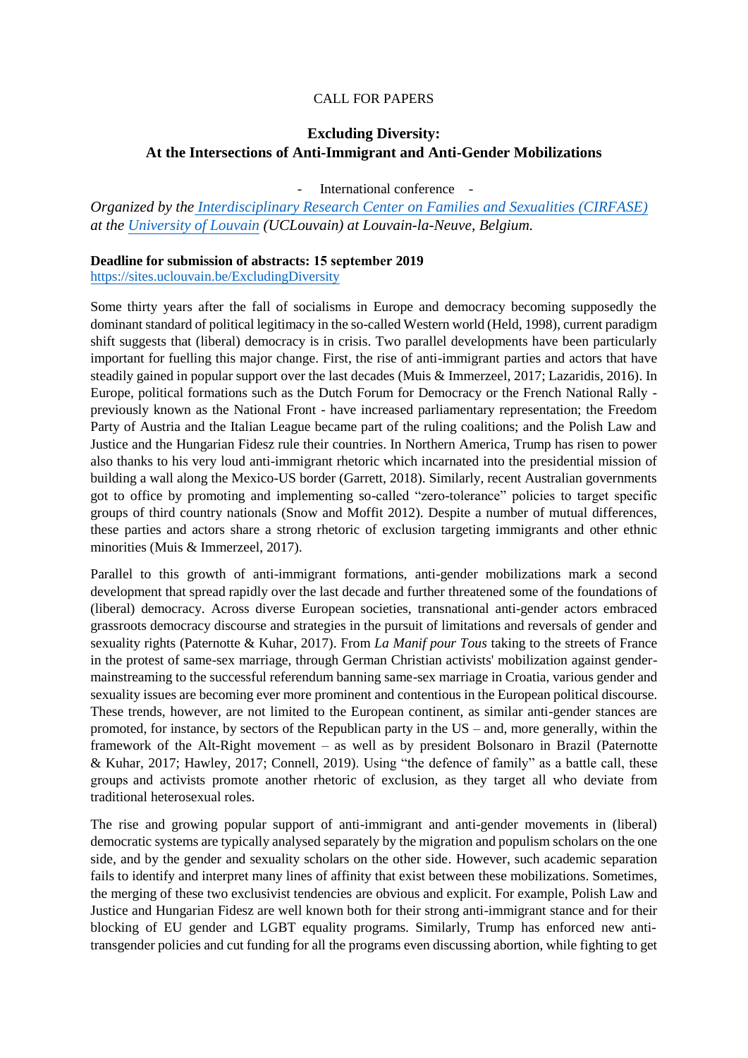CALL FOR PAPERS

# Excluding Diversity: At the Intersections of Anti-Immigrant and Anti-Gender Mobilizations

\- International conference -

*Organized by the [Interdisciplinary Research Center on Families and Sexualities (CIRFASE)] at the [University of Louvain] (UCLouvain) at Louvain-la-Neuve, Belgium.*

**Deadline for submission of abstracts: 15 september 2019**
https://sites.uclouvain.be/ExcludingDiversity

Some thirty years after the fall of socialisms in Europe and democracy becoming supposedly the dominant standard of political legitimacy in the so-called Western world (Held, 1998), current paradigm shift suggests that (liberal) democracy is in crisis. Two parallel developments have been particularly important for fuelling this major change. First, the rise of anti-immigrant parties and actors that have steadily gained in popular support over the last decades (Muis & Immerzeel, 2017; Lazaridis, 2016). In Europe, political formations such as the Dutch Forum for Democracy or the French National Rally - previously known as the National Front - have increased parliamentary representation; the Freedom Party of Austria and the Italian League became part of the ruling coalitions; and the Polish Law and Justice and the Hungarian Fidesz rule their countries. In Northern America, Trump has risen to power also thanks to his very loud anti-immigrant rhetoric which incarnated into the presidential mission of building a wall along the Mexico-US border (Garrett, 2018). Similarly, recent Australian governments got to office by promoting and implementing so-called "zero-tolerance" policies to target specific groups of third country nationals (Snow and Moffit 2012). Despite a number of mutual differences, these parties and actors share a strong rhetoric of exclusion targeting immigrants and other ethnic minorities (Muis & Immerzeel, 2017).

Parallel to this growth of anti-immigrant formations, anti-gender mobilizations mark a second development that spread rapidly over the last decade and further threatened some of the foundations of (liberal) democracy. Across diverse European societies, transnational anti-gender actors embraced grassroots democracy discourse and strategies in the pursuit of limitations and reversals of gender and sexuality rights (Paternotte & Kuhar, 2017). From *La Manif pour Tous* taking to the streets of France in the protest of same-sex marriage, through German Christian activists' mobilization against gender-mainstreaming to the successful referendum banning same-sex marriage in Croatia, various gender and sexuality issues are becoming ever more prominent and contentious in the European political discourse. These trends, however, are not limited to the European continent, as similar anti-gender stances are promoted, for instance, by sectors of the Republican party in the US – and, more generally, within the framework of the Alt-Right movement – as well as by president Bolsonaro in Brazil (Paternotte & Kuhar, 2017; Hawley, 2017; Connell, 2019). Using "the defence of family" as a battle call, these groups and activists promote another rhetoric of exclusion, as they target all who deviate from traditional heterosexual roles.

The rise and growing popular support of anti-immigrant and anti-gender movements in (liberal) democratic systems are typically analysed separately by the migration and populism scholars on the one side, and by the gender and sexuality scholars on the other side. However, such academic separation fails to identify and interpret many lines of affinity that exist between these mobilizations. Sometimes, the merging of these two exclusivist tendencies are obvious and explicit. For example, Polish Law and Justice and Hungarian Fidesz are well known both for their strong anti-immigrant stance and for their blocking of EU gender and LGBT equality programs. Similarly, Trump has enforced new anti-transgender policies and cut funding for all the programs even discussing abortion, while fighting to get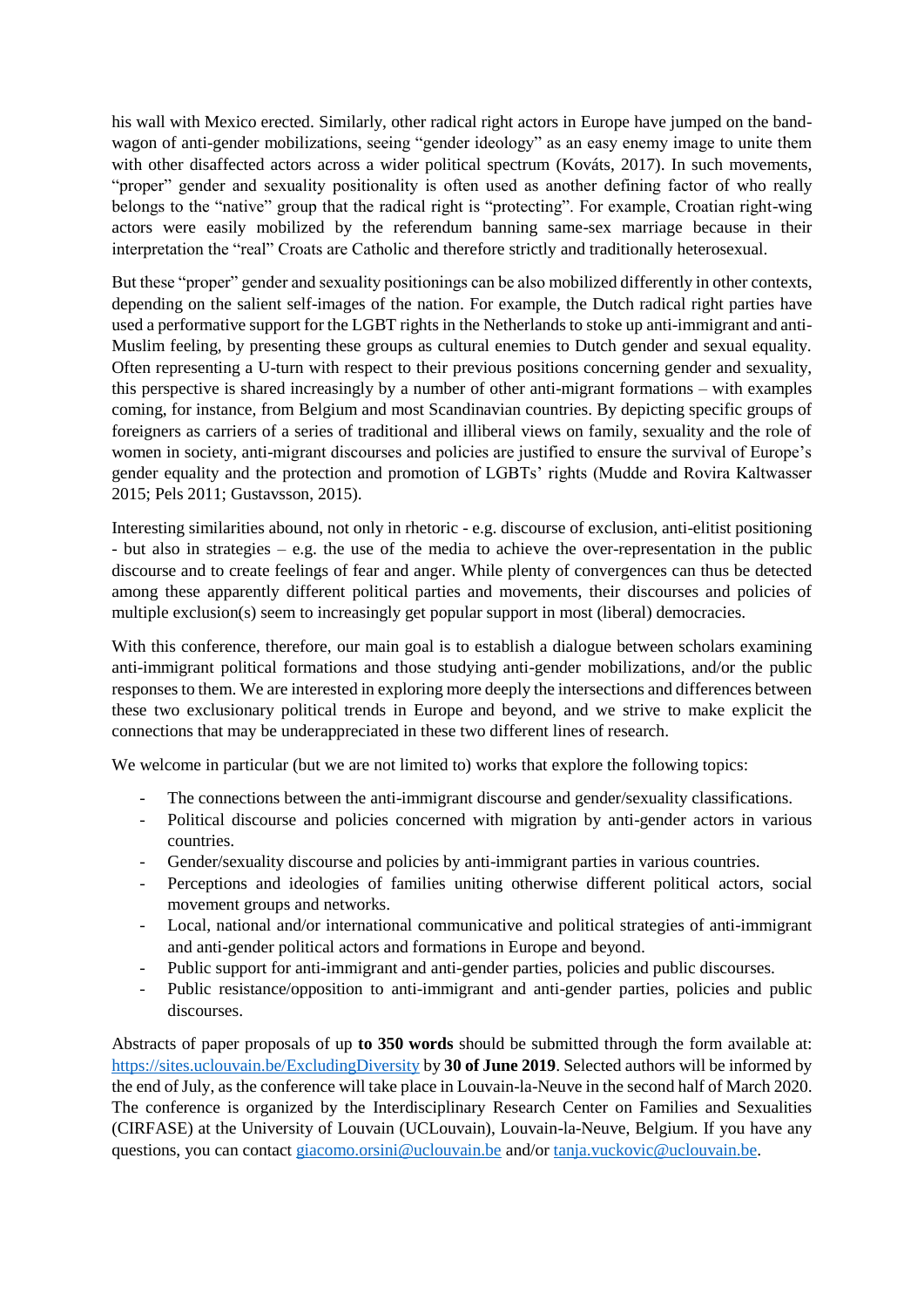his wall with Mexico erected. Similarly, other radical right actors in Europe have jumped on the band-wagon of anti-gender mobilizations, seeing "gender ideology" as an easy enemy image to unite them with other disaffected actors across a wider political spectrum (Kováts, 2017). In such movements, "proper" gender and sexuality positionality is often used as another defining factor of who really belongs to the "native" group that the radical right is "protecting". For example, Croatian right-wing actors were easily mobilized by the referendum banning same-sex marriage because in their interpretation the "real" Croats are Catholic and therefore strictly and traditionally heterosexual.

But these "proper" gender and sexuality positionings can be also mobilized differently in other contexts, depending on the salient self-images of the nation. For example, the Dutch radical right parties have used a performative support for the LGBT rights in the Netherlands to stoke up anti-immigrant and anti-Muslim feeling, by presenting these groups as cultural enemies to Dutch gender and sexual equality. Often representing a U-turn with respect to their previous positions concerning gender and sexuality, this perspective is shared increasingly by a number of other anti-migrant formations – with examples coming, for instance, from Belgium and most Scandinavian countries. By depicting specific groups of foreigners as carriers of a series of traditional and illiberal views on family, sexuality and the role of women in society, anti-migrant discourses and policies are justified to ensure the survival of Europe's gender equality and the protection and promotion of LGBTs' rights (Mudde and Rovira Kaltwasser 2015; Pels 2011; Gustavsson, 2015).

Interesting similarities abound, not only in rhetoric - e.g. discourse of exclusion, anti-elitist positioning - but also in strategies – e.g. the use of the media to achieve the over-representation in the public discourse and to create feelings of fear and anger. While plenty of convergences can thus be detected among these apparently different political parties and movements, their discourses and policies of multiple exclusion(s) seem to increasingly get popular support in most (liberal) democracies.

With this conference, therefore, our main goal is to establish a dialogue between scholars examining anti-immigrant political formations and those studying anti-gender mobilizations, and/or the public responses to them. We are interested in exploring more deeply the intersections and differences between these two exclusionary political trends in Europe and beyond, and we strive to make explicit the connections that may be underappreciated in these two different lines of research.

We welcome in particular (but we are not limited to) works that explore the following topics:

- The connections between the anti-immigrant discourse and gender/sexuality classifications.
- Political discourse and policies concerned with migration by anti-gender actors in various countries.
- Gender/sexuality discourse and policies by anti-immigrant parties in various countries.
- Perceptions and ideologies of families uniting otherwise different political actors, social movement groups and networks.
- Local, national and/or international communicative and political strategies of anti-immigrant and anti-gender political actors and formations in Europe and beyond.
- Public support for anti-immigrant and anti-gender parties, policies and public discourses.
- Public resistance/opposition to anti-immigrant and anti-gender parties, policies and public discourses.

Abstracts of paper proposals of up **to 350 words** should be submitted through the form available at: https://sites.uclouvain.be/ExcludingDiversity by **30 of June 2019**. Selected authors will be informed by the end of July, as the conference will take place in Louvain-la-Neuve in the second half of March 2020. The conference is organized by the Interdisciplinary Research Center on Families and Sexualities (CIRFASE) at the University of Louvain (UCLouvain), Louvain-la-Neuve, Belgium. If you have any questions, you can contact giacomo.orsini@uclouvain.be and/or tanja.vuckovic@uclouvain.be.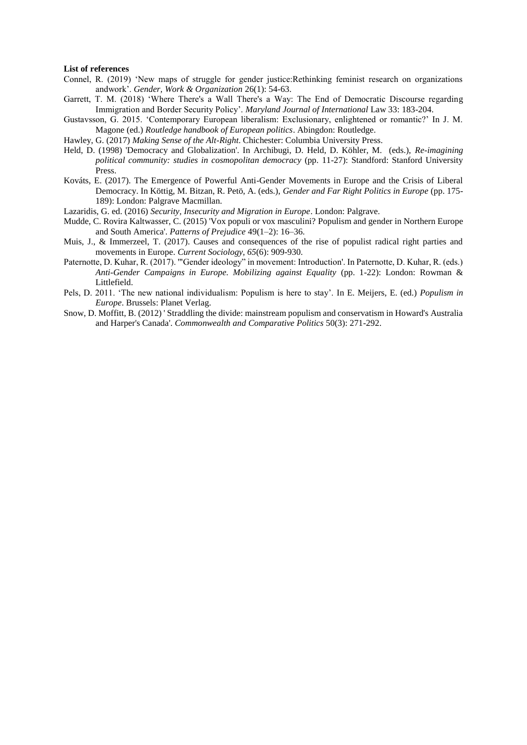**List of references**

Connel, R. (2019) 'New maps of struggle for gender justice:Rethinking feminist research on organizations andwork'. *Gender, Work & Organization* 26(1): 54-63.

Garrett, T. M. (2018) 'Where There's a Wall There's a Way: The End of Democratic Discourse regarding Immigration and Border Security Policy'. *Maryland Journal of International* Law 33: 183-204.

Gustavsson, G. 2015. 'Contemporary European liberalism: Exclusionary, enlightened or romantic?' In J. M. Magone (ed.) *Routledge handbook of European politics*. Abingdon: Routledge.

Hawley, G. (2017) *Making Sense of the Alt-Right*. Chichester: Columbia University Press.

Held, D. (1998) 'Democracy and Globalization'. In Archibugi, D. Held, D. Köhler, M. (eds.), *Re-imagining political community: studies in cosmopolitan democracy* (pp. 11-27): Standford: Stanford University Press.

Kováts, E. (2017). The Emergence of Powerful Anti-Gender Movements in Europe and the Crisis of Liberal Democracy. In Köttig, M. Bitzan, R. Petö, A. (eds.), *Gender and Far Right Politics in Europe* (pp. 175-189): London: Palgrave Macmillan.

Lazaridis, G. ed. (2016) *Security, Insecurity and Migration in Europe*. London: Palgrave.

Mudde, C. Rovira Kaltwasser, C. (2015) 'Vox populi or vox masculini? Populism and gender in Northern Europe and South America'. *Patterns of Prejudice* 49(1–2): 16–36.

Muis, J., & Immerzeel, T. (2017). Causes and consequences of the rise of populist radical right parties and movements in Europe. *Current Sociology*, *65*(6): 909-930.

Paternotte, D. Kuhar, R. (2017). '"Gender ideology" in movement: Introduction'. In Paternotte, D. Kuhar, R. (eds.) *Anti-Gender Campaigns in Europe. Mobilizing against Equality* (pp. 1-22): London: Rowman & Littlefield.

Pels, D. 2011. 'The new national individualism: Populism is here to stay'. In E. Meijers, E. (ed.) *Populism in Europe*. Brussels: Planet Verlag.

Snow, D. Moffitt, B. (2012) ' Straddling the divide: mainstream populism and conservatism in Howard's Australia and Harper's Canada'. *Commonwealth and Comparative Politics* 50(3): 271-292.